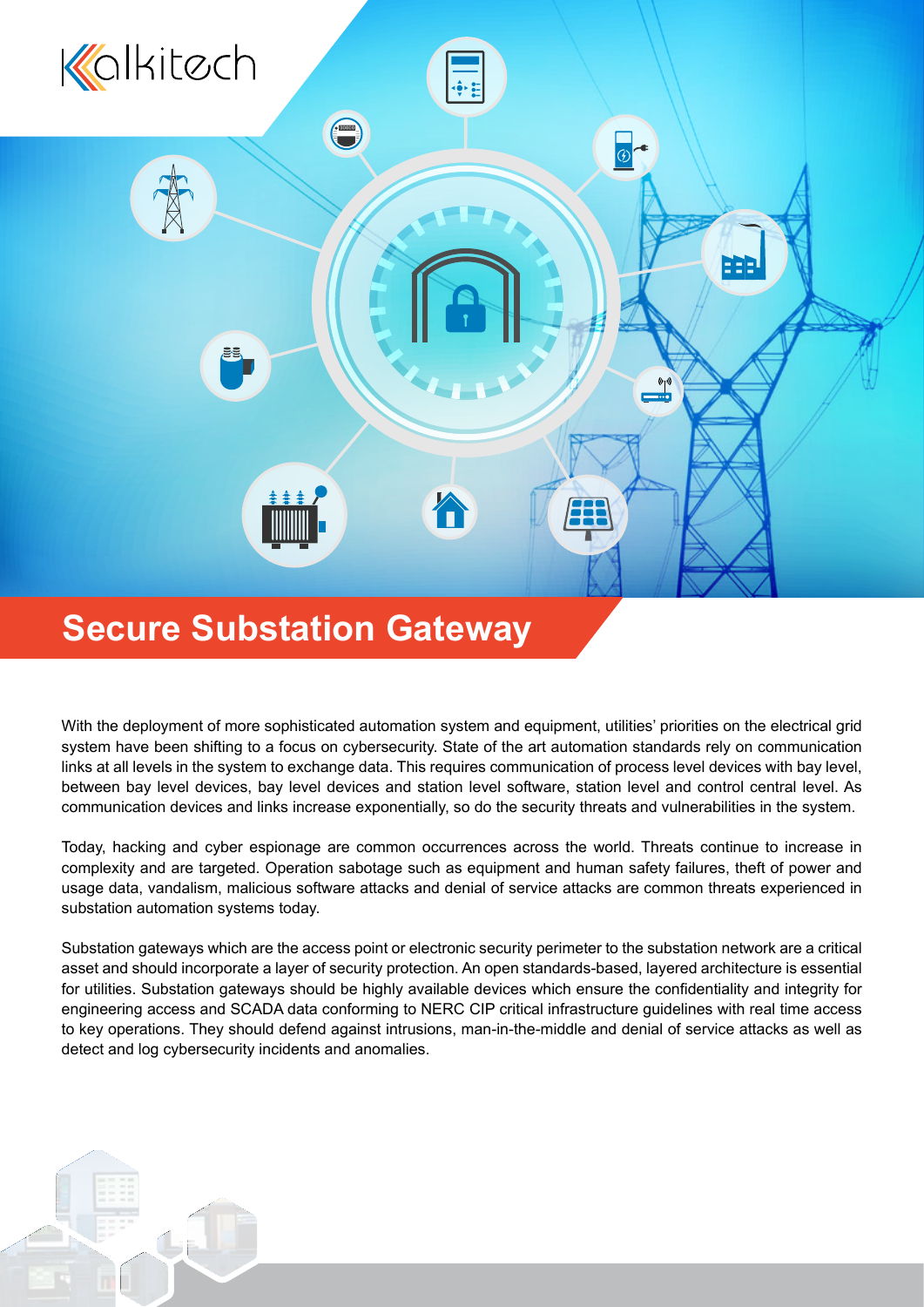Kalkitech

# Secure Substation Gateway

With the deployment of more sophisticated automation system and equipment, utilities' priorities on the electrical grid system have been shifting to a focus on cybersecurity. State of the art automation standards rely on communication links at all levels in the system to exchange data. This requires communication of process level devices with bay level, between bay level devices, bay level devices and station level software, station level and control central level. As communication devices and links increase exponentially, so do the security threats and vulnerabilities in the system.

Today, hacking and cyber espionage are common occurrences across the world. Threats continue to increase in complexity and are targeted. Operation sabotage such as equipment and human safety failures, theft of power and usage data, vandalism, malicious software attacks and denial of service attacks are common threats experienced in substation automation systems today.

Substation gateways which are the access point or electronic security perimeter to the substation network are a critical asset and should incorporate a layer of security protection. An open standards-based, layered architecture is essential for utilities. Substation gateways should be highly available devices which ensure the confidentiality and integrity for engineering access and SCADA data conforming to NERC CIP critical infrastructure guidelines with real time access to key operations. They should defend against intrusions, man-in-the-middle and denial of service attacks as well as detect and log cybersecurity incidents and anomalies.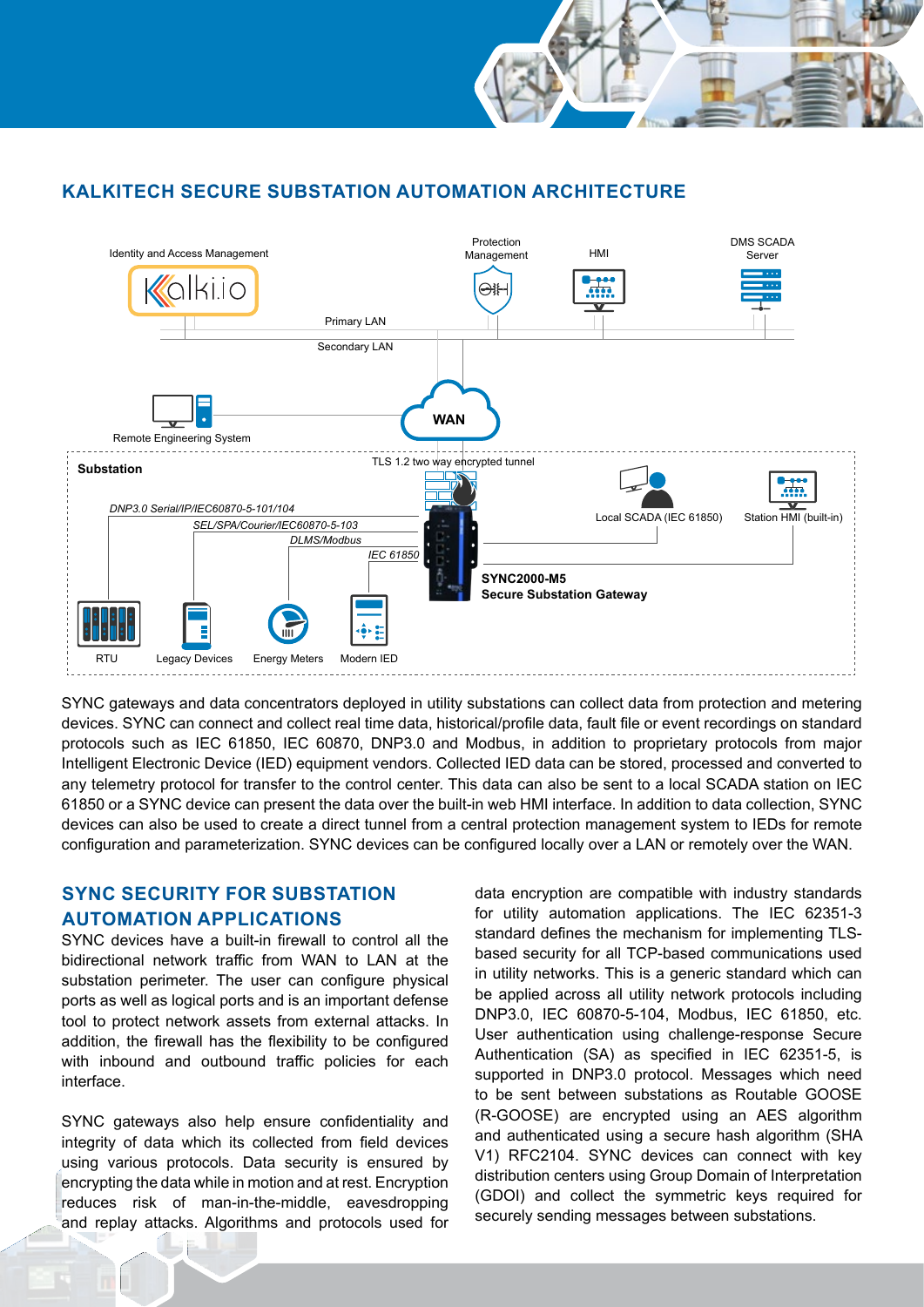## KALKITECH SECURE SUBSTATION AUTOMATION ARCHITECTURE

Identity and Access Management

Protection Management

HMI

DMS SCADA Server

Primary LAN

Secondary LAN

Remote Engineering System

WAN

Substation

TLS 1.2 two way encrypted tunnel

*DNP3.0 Serial/IP/IEC60870-5-101/104*

*SEL/SPA/Courier/IEC60870-5-103*

*DLMS/Modbus*

*IEC 61850*

Local SCADA (IEC 61850)

Station HMI (built-in)

**SYNC2000-M5**
**Secure Substation Gateway**

RTU

Legacy Devices

Energy Meters

Modern IED

SYNC gateways and data concentrators deployed in utility substations can collect data from protection and metering devices. SYNC can connect and collect real time data, historical/profile data, fault file or event recordings on standard protocols such as IEC 61850, IEC 60870, DNP3.0 and Modbus, in addition to proprietary protocols from major Intelligent Electronic Device (IED) equipment vendors. Collected IED data can be stored, processed and converted to any telemetry protocol for transfer to the control center. This data can also be sent to a local SCADA station on IEC 61850 or a SYNC device can present the data over the built-in web HMI interface. In addition to data collection, SYNC devices can also be used to create a direct tunnel from a central protection management system to IEDs for remote configuration and parameterization. SYNC devices can be configured locally over a LAN or remotely over the WAN.

## SYNC SECURITY FOR SUBSTATION AUTOMATION APPLICATIONS

SYNC devices have a built-in firewall to control all the bidirectional network traffic from WAN to LAN at the substation perimeter. The user can configure physical ports as well as logical ports and is an important defense tool to protect network assets from external attacks. In addition, the firewall has the flexibility to be configured with inbound and outbound traffic policies for each interface.

SYNC gateways also help ensure confidentiality and integrity of data which its collected from field devices using various protocols. Data security is ensured by encrypting the data while in motion and at rest. Encryption reduces risk of man-in-the-middle, eavesdropping and replay attacks. Algorithms and protocols used for data encryption are compatible with industry standards for utility automation applications. The IEC 62351-3 standard defines the mechanism for implementing TLS-based security for all TCP-based communications used in utility networks. This is a generic standard which can be applied across all utility network protocols including DNP3.0, IEC 60870-5-104, Modbus, IEC 61850, etc. User authentication using challenge-response Secure Authentication (SA) as specified in IEC 62351-5, is supported in DNP3.0 protocol. Messages which need to be sent between substations as Routable GOOSE (R-GOOSE) are encrypted using an AES algorithm and authenticated using a secure hash algorithm (SHA V1) RFC2104. SYNC devices can connect with key distribution centers using Group Domain of Interpretation (GDOI) and collect the symmetric keys required for securely sending messages between substations.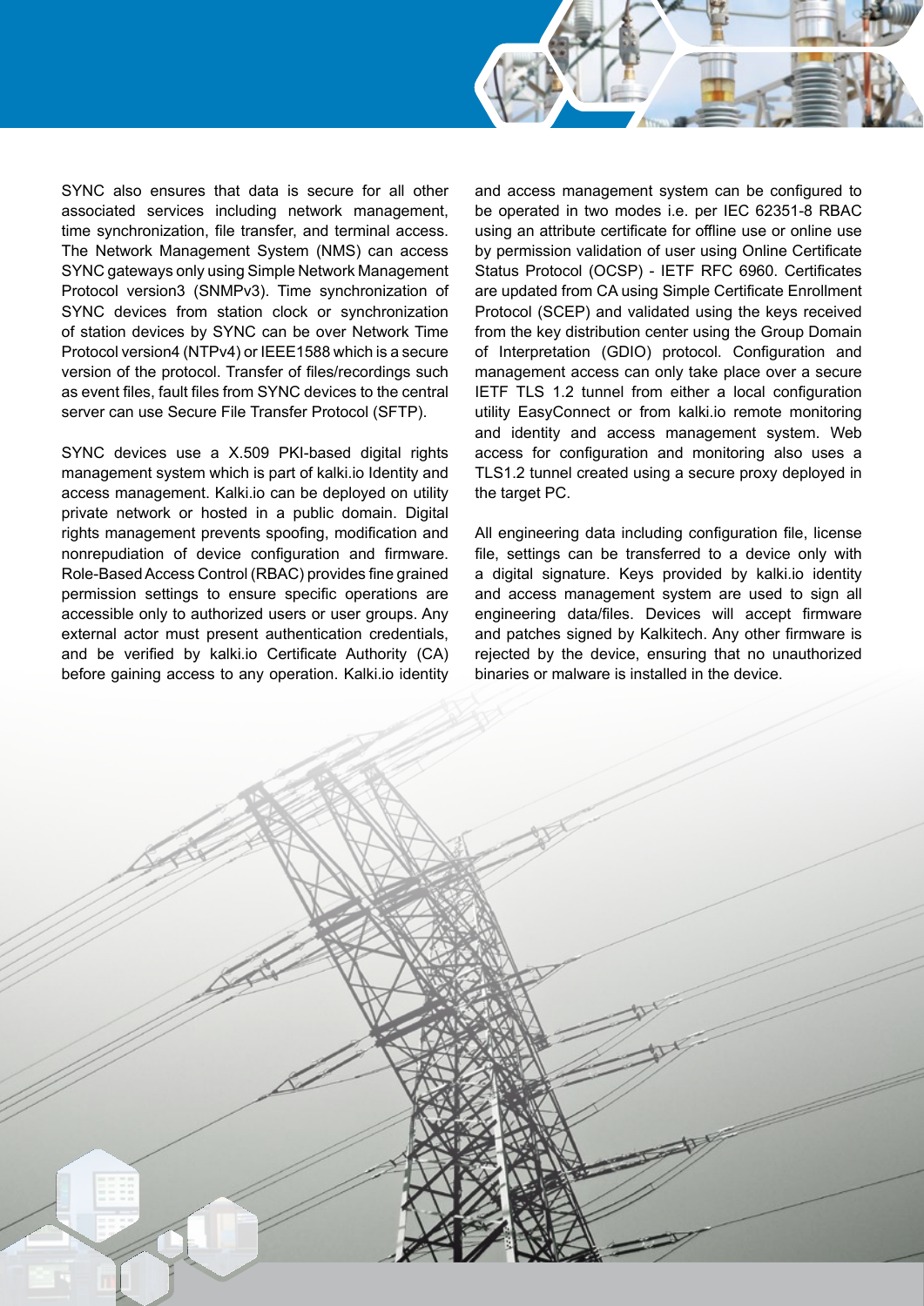SYNC also ensures that data is secure for all other associated services including network management, time synchronization, file transfer, and terminal access. The Network Management System (NMS) can access SYNC gateways only using Simple Network Management Protocol version3 (SNMPv3). Time synchronization of SYNC devices from station clock or synchronization of station devices by SYNC can be over Network Time Protocol version4 (NTPv4) or IEEE1588 which is a secure version of the protocol. Transfer of files/recordings such as event files, fault files from SYNC devices to the central server can use Secure File Transfer Protocol (SFTP).

SYNC devices use a X.509 PKI-based digital rights management system which is part of kalki.io Identity and access management. Kalki.io can be deployed on utility private network or hosted in a public domain. Digital rights management prevents spoofing, modification and nonrepudiation of device configuration and firmware. Role-Based Access Control (RBAC) provides fine grained permission settings to ensure specific operations are accessible only to authorized users or user groups. Any external actor must present authentication credentials, and be verified by kalki.io Certificate Authority (CA) before gaining access to any operation. Kalki.io identity and access management system can be configured to be operated in two modes i.e. per IEC 62351-8 RBAC using an attribute certificate for offline use or online use by permission validation of user using Online Certificate Status Protocol (OCSP) - IETF RFC 6960. Certificates are updated from CA using Simple Certificate Enrollment Protocol (SCEP) and validated using the keys received from the key distribution center using the Group Domain of Interpretation (GDIO) protocol. Configuration and management access can only take place over a secure IETF TLS 1.2 tunnel from either a local configuration utility EasyConnect or from kalki.io remote monitoring and identity and access management system. Web access for configuration and monitoring also uses a TLS1.2 tunnel created using a secure proxy deployed in the target PC.

All engineering data including configuration file, license file, settings can be transferred to a device only with a digital signature. Keys provided by kalki.io identity and access management system are used to sign all engineering data/files. Devices will accept firmware and patches signed by Kalkitech. Any other firmware is rejected by the device, ensuring that no unauthorized binaries or malware is installed in the device.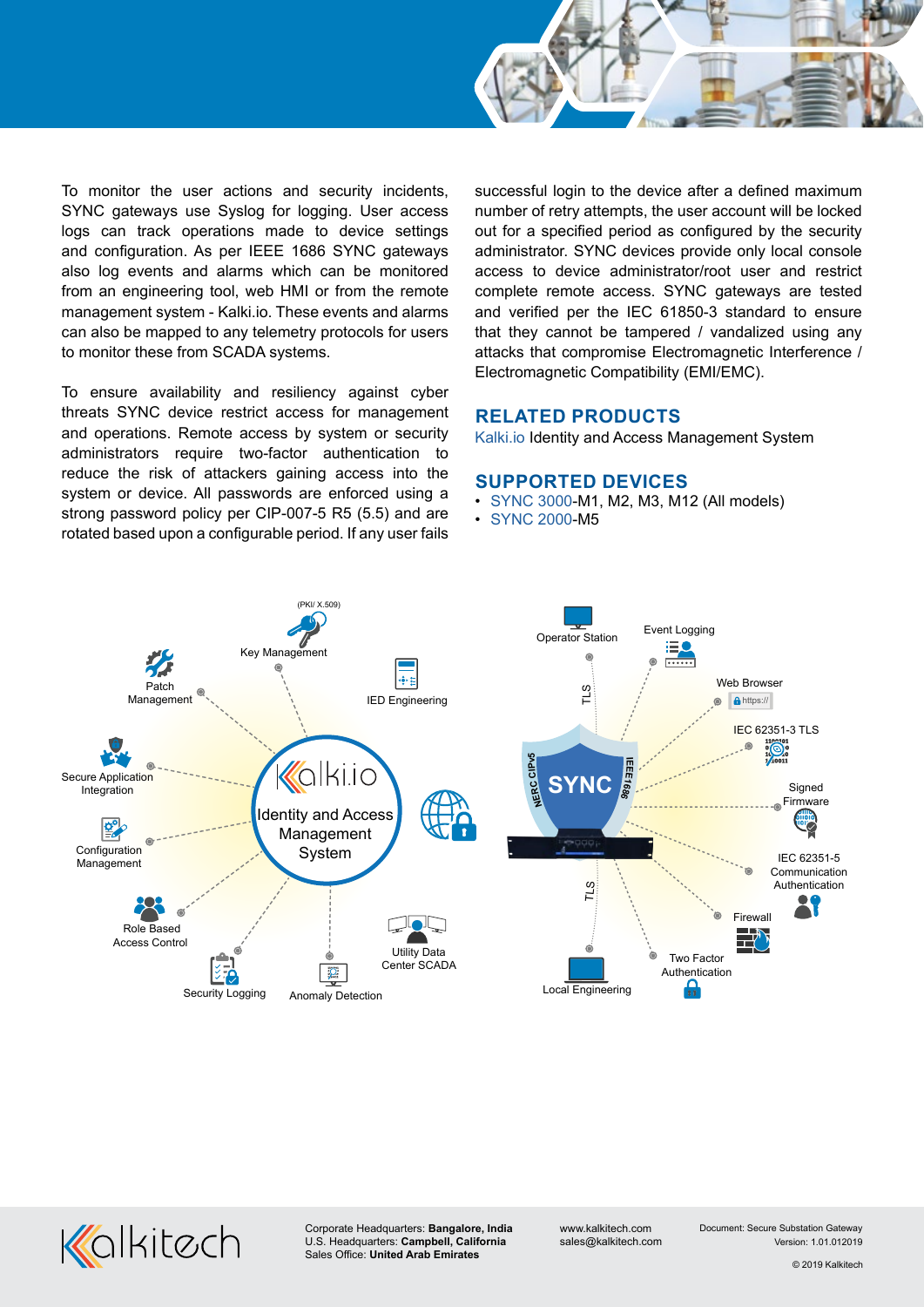To monitor the user actions and security incidents, SYNC gateways use Syslog for logging. User access logs can track operations made to device settings and configuration. As per IEEE 1686 SYNC gateways also log events and alarms which can be monitored from an engineering tool, web HMI or from the remote management system - Kalki.io. These events and alarms can also be mapped to any telemetry protocols for users to monitor these from SCADA systems.

To ensure availability and resiliency against cyber threats SYNC device restrict access for management and operations. Remote access by system or security administrators require two-factor authentication to reduce the risk of attackers gaining access into the system or device. All passwords are enforced using a strong password policy per CIP-007-5 R5 (5.5) and are rotated based upon a configurable period. If any user fails successful login to the device after a defined maximum number of retry attempts, the user account will be locked out for a specified period as configured by the security administrator. SYNC devices provide only local console access to device administrator/root user and restrict complete remote access. SYNC gateways are tested and verified per the IEC 61850-3 standard to ensure that they cannot be tampered / vandalized using any attacks that compromise Electromagnetic Interference / Electromagnetic Compatibility (EMI/EMC).

## RELATED PRODUCTS

Kalki.io Identity and Access Management System

## SUPPORTED DEVICES

- SYNC 3000-M1, M2, M3, M12 (All models)
- SYNC 2000-M5

(PKI/ X.509)
Key Management
Patch Management
IED Engineering
Secure Application Integration
Configuration Management
Role Based Access Control
Security Logging
Anomaly Detection
Utility Data Center SCADA
kalki.io
Identity and Access Management System

Operator Station
Event Logging
Web Browser
https://
IEC 62351-3 TLS
Signed Firmware
IEC 62351-5 Communication Authentication
Firewall
Two Factor Authentication
Local Engineering
TLS
TLS
NERC CIPv5
IEEE 1686
SYNC

Corporate Headquarters: **Bangalore, India**
U.S. Headquarters: **Campbell, California**
Sales Office: **United Arab Emirates**

www.kalkitech.com
sales@kalkitech.com

Document: Secure Substation Gateway
Version: 1.01.012019

© 2019 Kalkitech